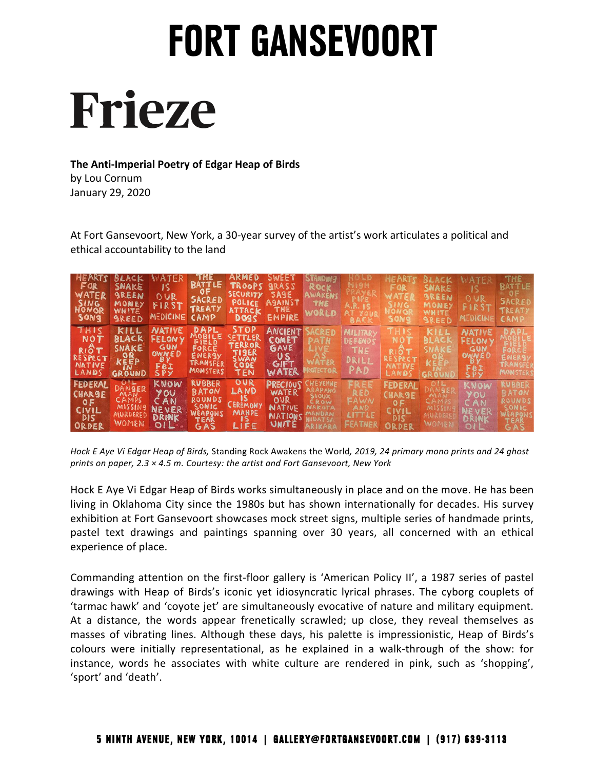# FORT GANSEVOORT

# Frieze

**The Anti-Imperial Poetry of Edgar Heap of Birds**
by Lou Cornum
January 29, 2020

At Fort Gansevoort, New York, a 30-year survey of the artist's work articulates a political and ethical accountability to the land

*Hock E Aye Vi Edgar Heap of Birds,* Standing Rock Awakens the World*, 2019, 24 primary mono prints and 24 ghost prints on paper, 2.3 × 4.5 m. Courtesy: the artist and Fort Gansevoort, New York*

Hock E Aye Vi Edgar Heap of Birds works simultaneously in place and on the move. He has been living in Oklahoma City since the 1980s but has shown internationally for decades. His survey exhibition at Fort Gansevoort showcases mock street signs, multiple series of handmade prints, pastel text drawings and paintings spanning over 30 years, all concerned with an ethical experience of place.

Commanding attention on the first-floor gallery is 'American Policy II', a 1987 series of pastel drawings with Heap of Birds's iconic yet idiosyncratic lyrical phrases. The cyborg couplets of 'tarmac hawk' and 'coyote jet' are simultaneously evocative of nature and military equipment. At a distance, the words appear frenetically scrawled; up close, they reveal themselves as masses of vibrating lines. Although these days, his palette is impressionistic, Heap of Birds's colours were initially representational, as he explained in a walk-through of the show: for instance, words he associates with white culture are rendered in pink, such as 'shopping', 'sport' and 'death'.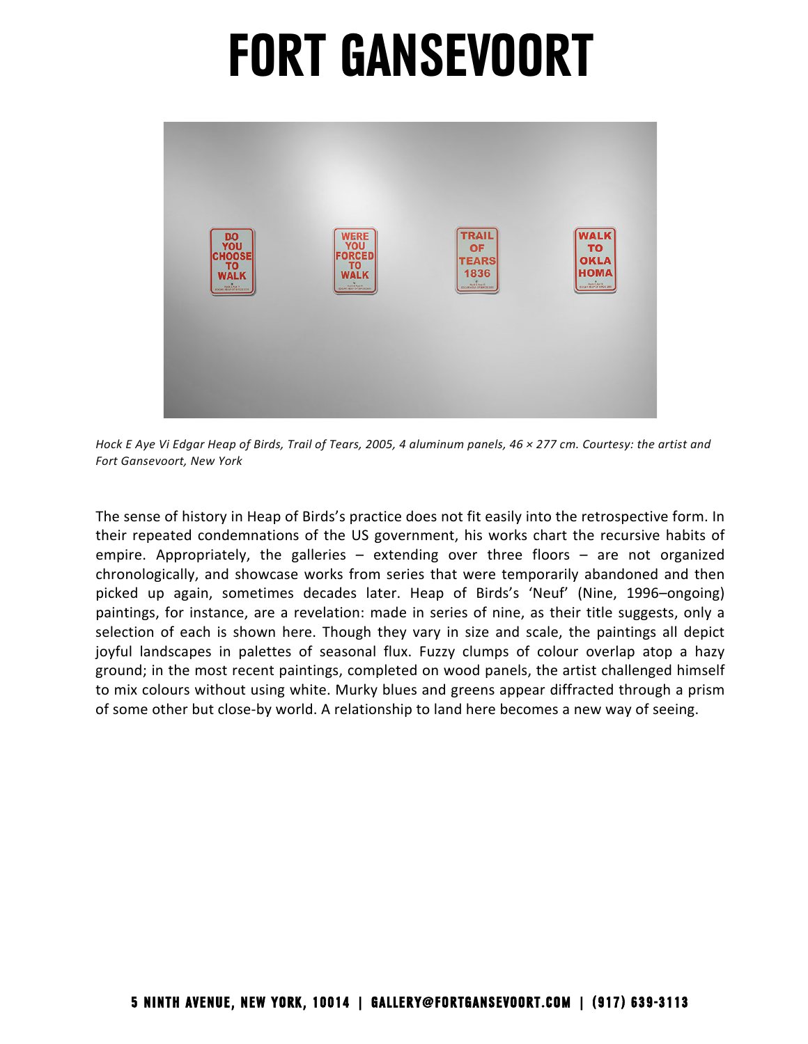*Hock E Aye Vi Edgar Heap of Birds, Trail of Tears, 2005, 4 aluminum panels, 46 × 277 cm. Courtesy: the artist and Fort Gansevoort, New York*

The sense of history in Heap of Birds's practice does not fit easily into the retrospective form. In their repeated condemnations of the US government, his works chart the recursive habits of empire. Appropriately, the galleries – extending over three floors – are not organized chronologically, and showcase works from series that were temporarily abandoned and then picked up again, sometimes decades later. Heap of Birds's 'Neuf' (Nine, 1996–ongoing) paintings, for instance, are a revelation: made in series of nine, as their title suggests, only a selection of each is shown here. Though they vary in size and scale, the paintings all depict joyful landscapes in palettes of seasonal flux. Fuzzy clumps of colour overlap atop a hazy ground; in the most recent paintings, completed on wood panels, the artist challenged himself to mix colours without using white. Murky blues and greens appear diffracted through a prism of some other but close-by world. A relationship to land here becomes a new way of seeing.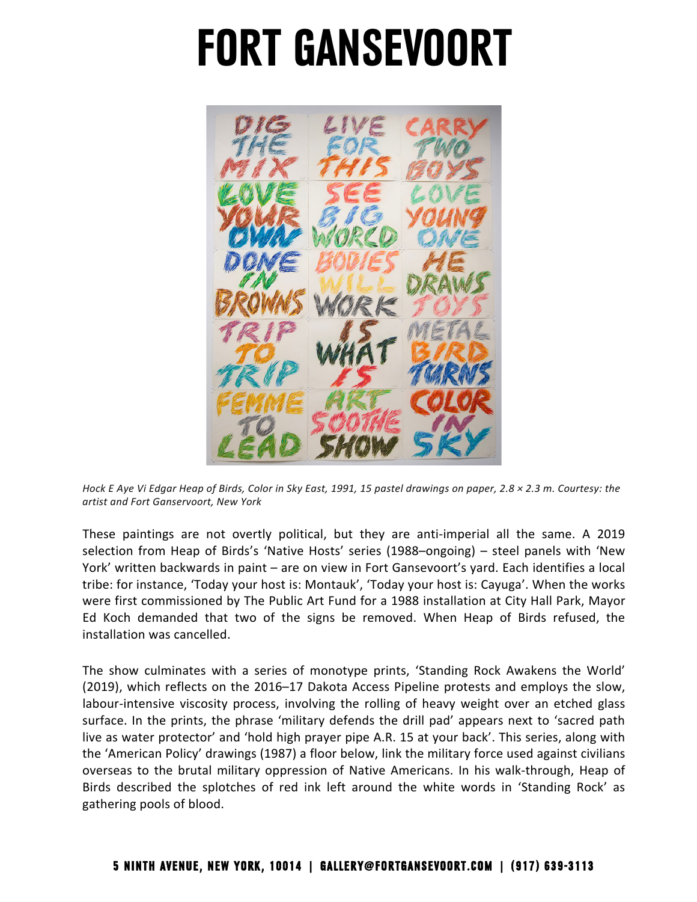# FORT GANSEVOORT

*Hock E Aye Vi Edgar Heap of Birds, Color in Sky East, 1991, 15 pastel drawings on paper, 2.8 × 2.3 m. Courtesy: the artist and Fort Ganservoort, New York*

These paintings are not overtly political, but they are anti-imperial all the same. A 2019 selection from Heap of Birds's 'Native Hosts' series (1988–ongoing) – steel panels with 'New York' written backwards in paint – are on view in Fort Gansevoort's yard. Each identifies a local tribe: for instance, 'Today your host is: Montauk', 'Today your host is: Cayuga'. When the works were first commissioned by The Public Art Fund for a 1988 installation at City Hall Park, Mayor Ed Koch demanded that two of the signs be removed. When Heap of Birds refused, the installation was cancelled.

The show culminates with a series of monotype prints, 'Standing Rock Awakens the World' (2019), which reflects on the 2016–17 Dakota Access Pipeline protests and employs the slow, labour-intensive viscosity process, involving the rolling of heavy weight over an etched glass surface. In the prints, the phrase 'military defends the drill pad' appears next to 'sacred path live as water protector' and 'hold high prayer pipe A.R. 15 at your back'. This series, along with the 'American Policy' drawings (1987) a floor below, link the military force used against civilians overseas to the brutal military oppression of Native Americans. In his walk-through, Heap of Birds described the splotches of red ink left around the white words in 'Standing Rock' as gathering pools of blood.

**5 NINTH AVENUE, NEW YORK, 10014 | GALLERY@FORTGANSEVOORT.COM | (917) 639-3113**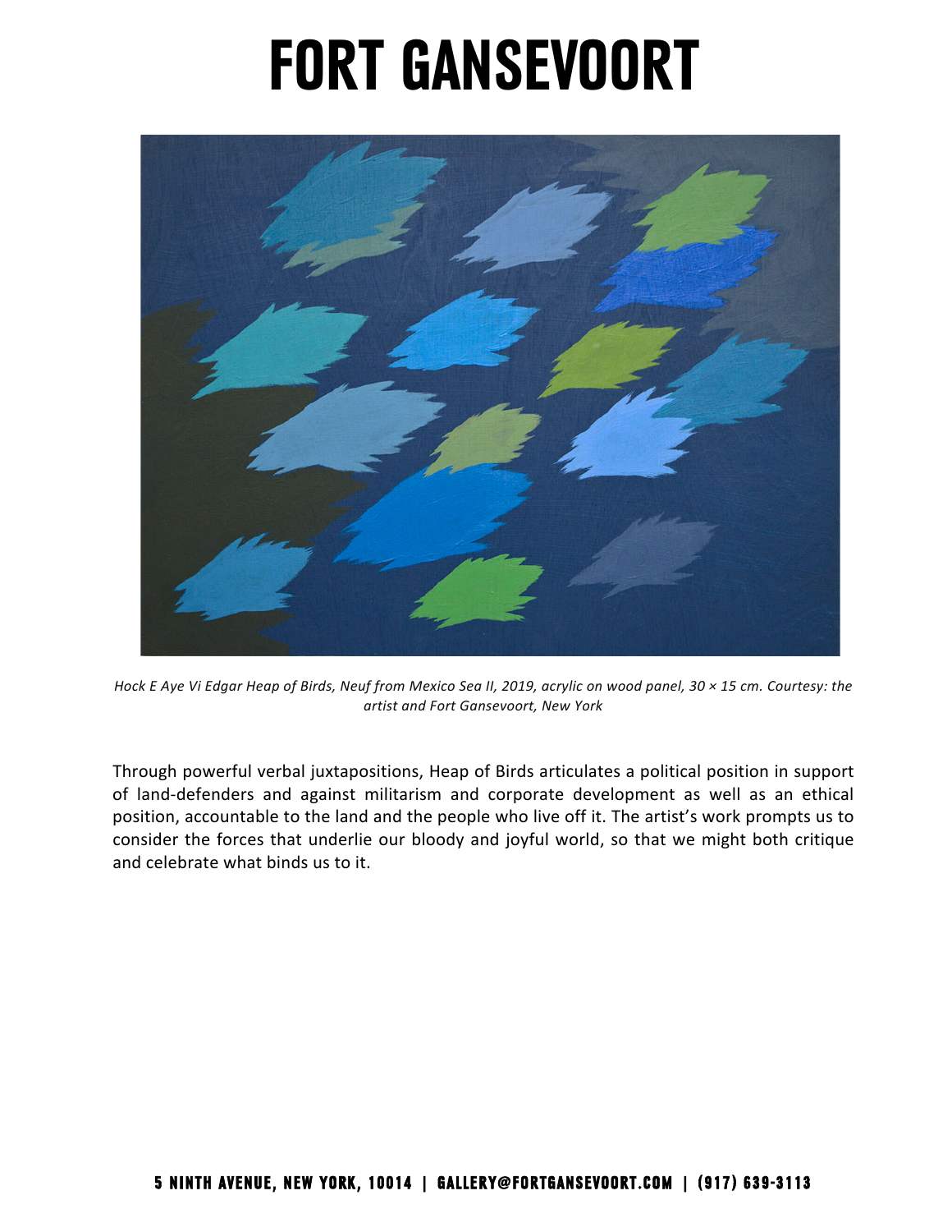*Hock E Aye Vi Edgar Heap of Birds, Neuf from Mexico Sea II, 2019, acrylic on wood panel, 30 × 15 cm. Courtesy: the artist and Fort Gansevoort, New York*

Through powerful verbal juxtapositions, Heap of Birds articulates a political position in support of land-defenders and against militarism and corporate development as well as an ethical position, accountable to the land and the people who live off it. The artist's work prompts us to consider the forces that underlie our bloody and joyful world, so that we might both critique and celebrate what binds us to it.